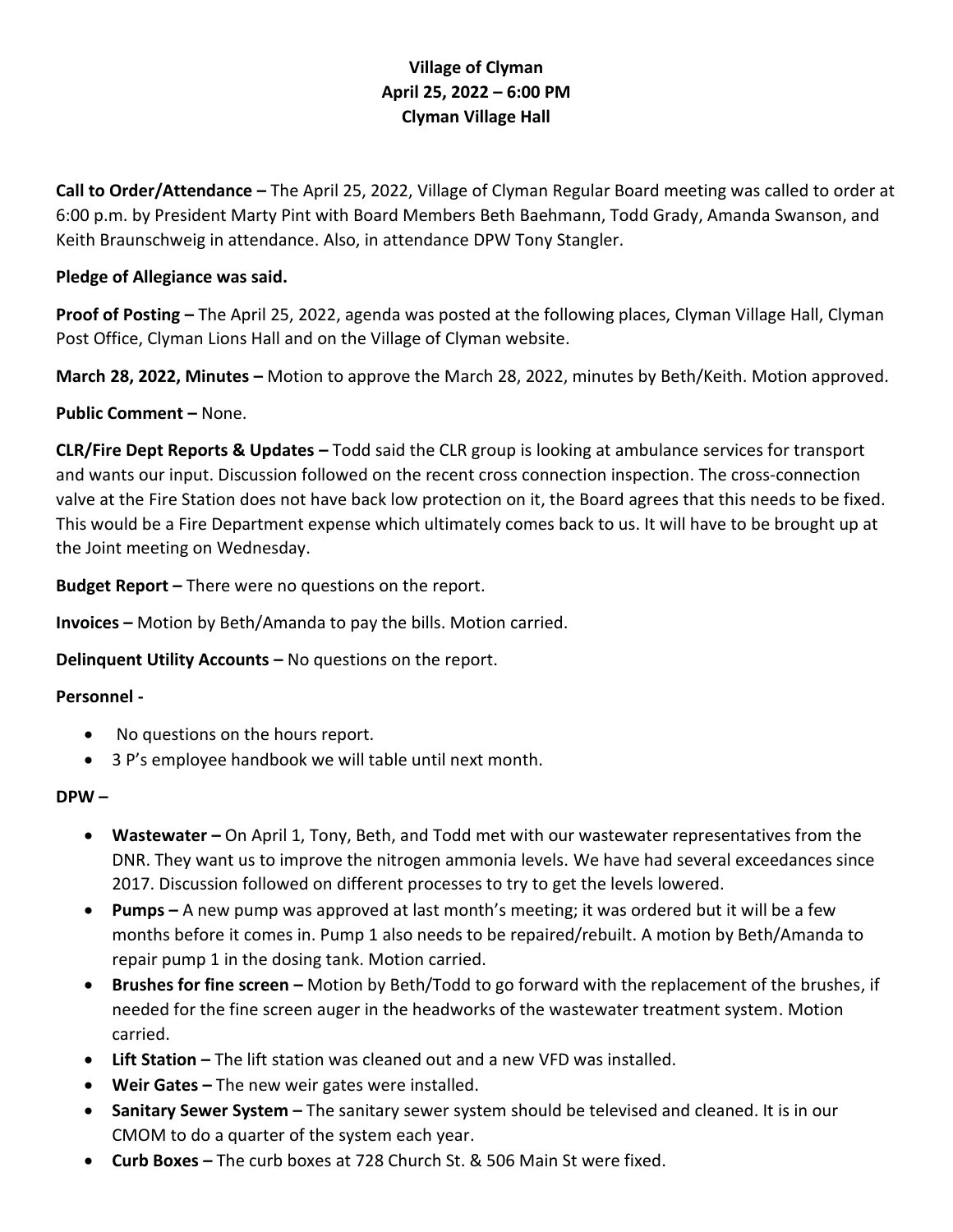**Village of Clyman**
**April 25, 2022 – 6:00 PM**
**Clyman Village Hall**

**Call to Order/Attendance –** The April 25, 2022, Village of Clyman Regular Board meeting was called to order at 6:00 p.m. by President Marty Pint with Board Members Beth Baehmann, Todd Grady, Amanda Swanson, and Keith Braunschweig in attendance. Also, in attendance DPW Tony Stangler.

**Pledge of Allegiance was said.**

**Proof of Posting –** The April 25, 2022, agenda was posted at the following places, Clyman Village Hall, Clyman Post Office, Clyman Lions Hall and on the Village of Clyman website.

**March 28, 2022, Minutes –** Motion to approve the March 28, 2022, minutes by Beth/Keith. Motion approved.

**Public Comment –** None.

**CLR/Fire Dept Reports & Updates –** Todd said the CLR group is looking at ambulance services for transport and wants our input. Discussion followed on the recent cross connection inspection. The cross-connection valve at the Fire Station does not have back low protection on it, the Board agrees that this needs to be fixed. This would be a Fire Department expense which ultimately comes back to us. It will have to be brought up at the Joint meeting on Wednesday.

**Budget Report –** There were no questions on the report.

**Invoices –** Motion by Beth/Amanda to pay the bills. Motion carried.

**Delinquent Utility Accounts –** No questions on the report.

**Personnel -**

- No questions on the hours report.
- 3 P's employee handbook we will table until next month.

**DPW –**

- **Wastewater –** On April 1, Tony, Beth, and Todd met with our wastewater representatives from the DNR. They want us to improve the nitrogen ammonia levels. We have had several exceedances since 2017. Discussion followed on different processes to try to get the levels lowered.
- **Pumps –** A new pump was approved at last month's meeting; it was ordered but it will be a few months before it comes in. Pump 1 also needs to be repaired/rebuilt. A motion by Beth/Amanda to repair pump 1 in the dosing tank. Motion carried.
- **Brushes for fine screen –** Motion by Beth/Todd to go forward with the replacement of the brushes, if needed for the fine screen auger in the headworks of the wastewater treatment system. Motion carried.
- **Lift Station –** The lift station was cleaned out and a new VFD was installed.
- **Weir Gates –** The new weir gates were installed.
- **Sanitary Sewer System –** The sanitary sewer system should be televised and cleaned. It is in our CMOM to do a quarter of the system each year.
- **Curb Boxes –** The curb boxes at 728 Church St. & 506 Main St were fixed.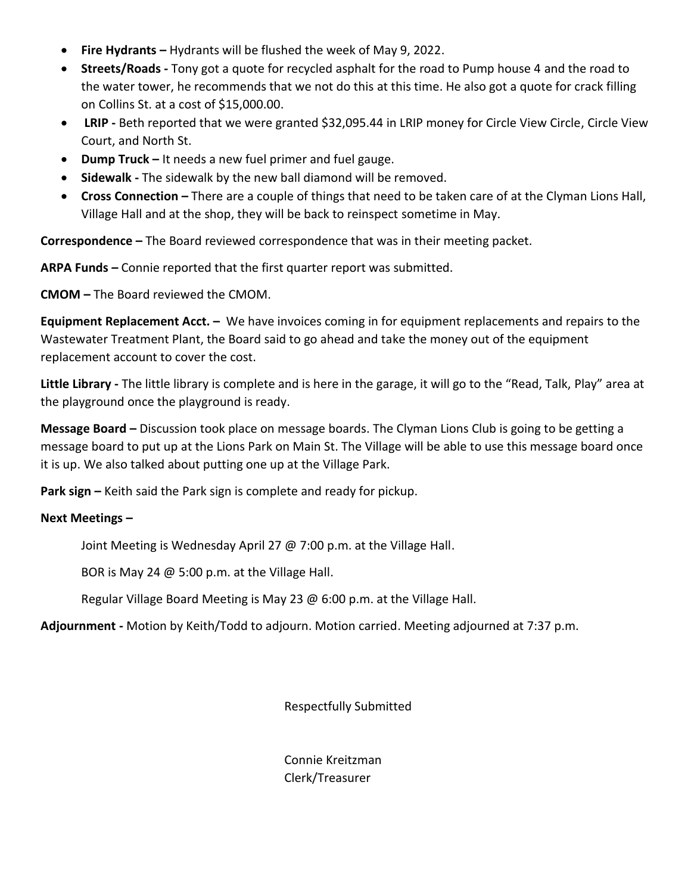- **Fire Hydrants –** Hydrants will be flushed the week of May 9, 2022.
- **Streets/Roads -** Tony got a quote for recycled asphalt for the road to Pump house 4 and the road to the water tower, he recommends that we not do this at this time. He also got a quote for crack filling on Collins St. at a cost of $15,000.00.
- **LRIP -** Beth reported that we were granted $32,095.44 in LRIP money for Circle View Circle, Circle View Court, and North St.
- **Dump Truck –** It needs a new fuel primer and fuel gauge.
- **Sidewalk -** The sidewalk by the new ball diamond will be removed.
- **Cross Connection –** There are a couple of things that need to be taken care of at the Clyman Lions Hall, Village Hall and at the shop, they will be back to reinspect sometime in May.

**Correspondence –** The Board reviewed correspondence that was in their meeting packet.

**ARPA Funds –** Connie reported that the first quarter report was submitted.

**CMOM –** The Board reviewed the CMOM.

**Equipment Replacement Acct. –** We have invoices coming in for equipment replacements and repairs to the Wastewater Treatment Plant, the Board said to go ahead and take the money out of the equipment replacement account to cover the cost.

**Little Library -** The little library is complete and is here in the garage, it will go to the "Read, Talk, Play" area at the playground once the playground is ready.

**Message Board –** Discussion took place on message boards. The Clyman Lions Club is going to be getting a message board to put up at the Lions Park on Main St. The Village will be able to use this message board once it is up. We also talked about putting one up at the Village Park.

**Park sign –** Keith said the Park sign is complete and ready for pickup.

**Next Meetings –**

Joint Meeting is Wednesday April 27 @ 7:00 p.m. at the Village Hall.

BOR is May 24 @ 5:00 p.m. at the Village Hall.

Regular Village Board Meeting is May 23 @ 6:00 p.m. at the Village Hall.

**Adjournment -** Motion by Keith/Todd to adjourn. Motion carried. Meeting adjourned at 7:37 p.m.

Respectfully Submitted

Connie Kreitzman
Clerk/Treasurer